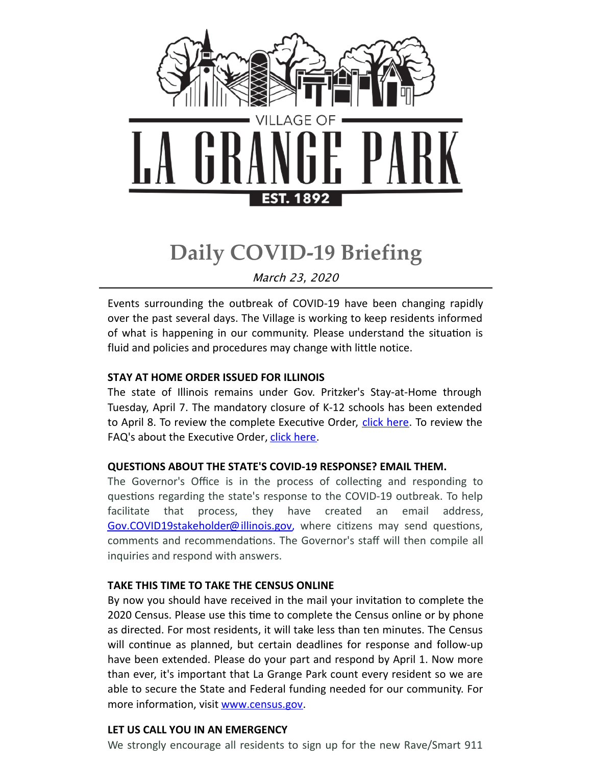VILLAGE OF

LA GRANGE PARK

EST. 1892

# Daily COVID-19 Briefing

*March 23, 2020*

Events surrounding the outbreak of COVID-19 have been changing rapidly over the past several days. The Village is working to keep residents informed of what is happening in our community. Please understand the situation is fluid and policies and procedures may change with little notice.

**STAY AT HOME ORDER ISSUED FOR ILLINOIS**

The state of Illinois remains under Gov. Pritzker's Stay-at-Home through Tuesday, April 7. The mandatory closure of K-12 schools has been extended to April 8. To review the complete Executive Order, click here. To review the FAQ's about the Executive Order, click here.

**QUESTIONS ABOUT THE STATE'S COVID-19 RESPONSE? EMAIL THEM.**

The Governor's Office is in the process of collecting and responding to questions regarding the state's response to the COVID-19 outbreak. To help facilitate that process, they have created an email address, Gov.COVID19stakeholder@illinois.gov, where citizens may send questions, comments and recommendations. The Governor's staff will then compile all inquiries and respond with answers.

**TAKE THIS TIME TO TAKE THE CENSUS ONLINE**

By now you should have received in the mail your invitation to complete the 2020 Census. Please use this time to complete the Census online or by phone as directed. For most residents, it will take less than ten minutes. The Census will continue as planned, but certain deadlines for response and follow-up have been extended. Please do your part and respond by April 1. Now more than ever, it's important that La Grange Park count every resident so we are able to secure the State and Federal funding needed for our community. For more information, visit www.census.gov.

**LET US CALL YOU IN AN EMERGENCY**

We strongly encourage all residents to sign up for the new Rave/Smart 911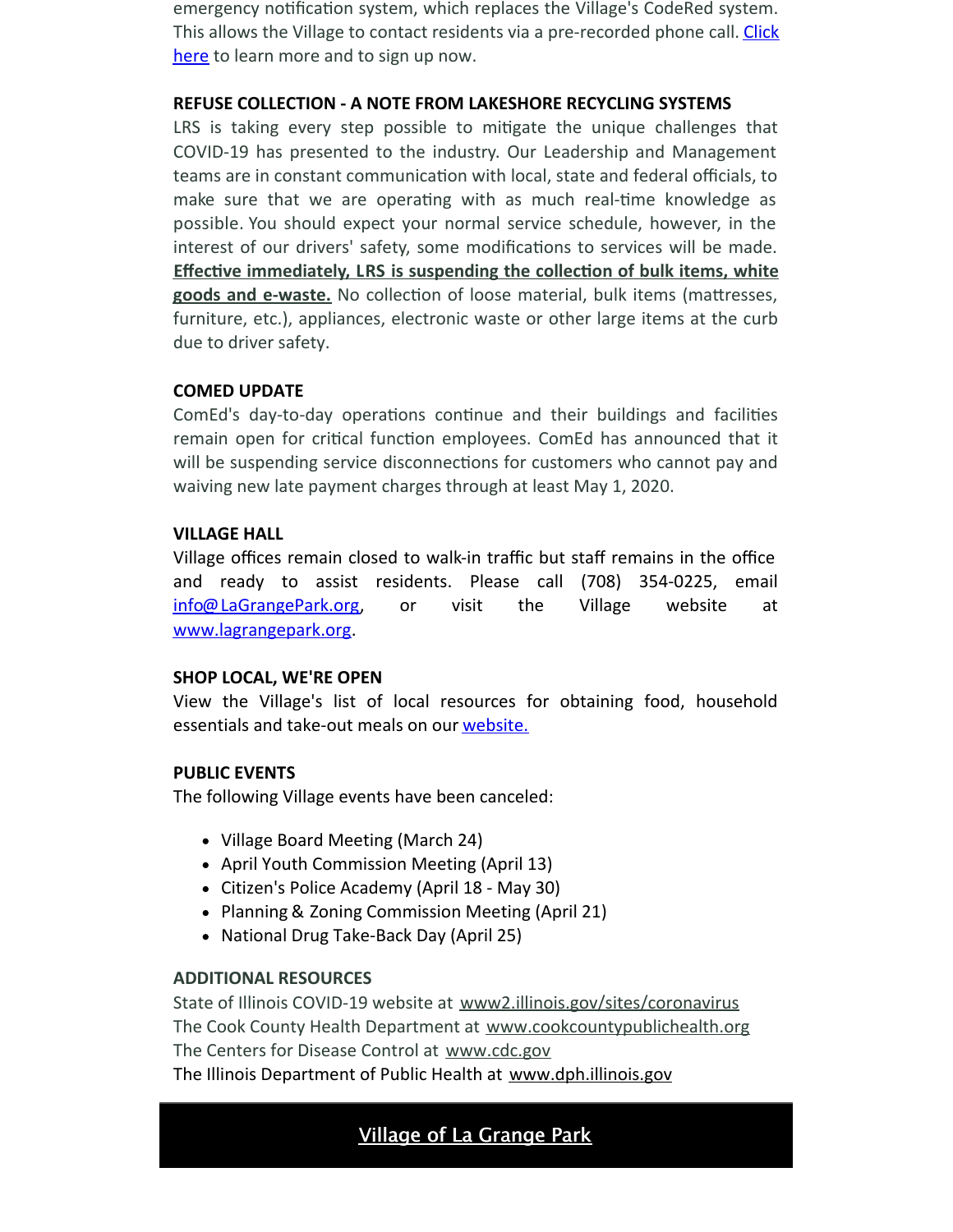emergency notification system, which replaces the Village's CodeRed system. This allows the Village to contact residents via a pre-recorded phone call. Click here to learn more and to sign up now.

**REFUSE COLLECTION - A NOTE FROM LAKESHORE RECYCLING SYSTEMS**

LRS is taking every step possible to mitigate the unique challenges that COVID-19 has presented to the industry. Our Leadership and Management teams are in constant communication with local, state and federal officials, to make sure that we are operating with as much real-time knowledge as possible. You should expect your normal service schedule, however, in the interest of our drivers' safety, some modifications to services will be made. **Effective immediately, LRS is suspending the collection of bulk items, white goods and e-waste.** No collection of loose material, bulk items (mattresses, furniture, etc.), appliances, electronic waste or other large items at the curb due to driver safety.

**COMED UPDATE**

ComEd's day-to-day operations continue and their buildings and facilities remain open for critical function employees. ComEd has announced that it will be suspending service disconnections for customers who cannot pay and waiving new late payment charges through at least May 1, 2020.

**VILLAGE HALL**

Village offices remain closed to walk-in traffic but staff remains in the office and ready to assist residents. Please call (708) 354-0225, email info@LaGrangePark.org, or visit the Village website at www.lagrangepark.org.

**SHOP LOCAL, WE'RE OPEN**

View the Village's list of local resources for obtaining food, household essentials and take-out meals on our website.

**PUBLIC EVENTS**

The following Village events have been canceled:

- Village Board Meeting (March 24)
- April Youth Commission Meeting (April 13)
- Citizen's Police Academy (April 18 - May 30)
- Planning & Zoning Commission Meeting (April 21)
- National Drug Take-Back Day (April 25)

**ADDITIONAL RESOURCES**

State of Illinois COVID-19 website at www2.illinois.gov/sites/coronavirus
The Cook County Health Department at www.cookcountypublichealth.org
The Centers for Disease Control at www.cdc.gov
The Illinois Department of Public Health at www.dph.illinois.gov

Village of La Grange Park